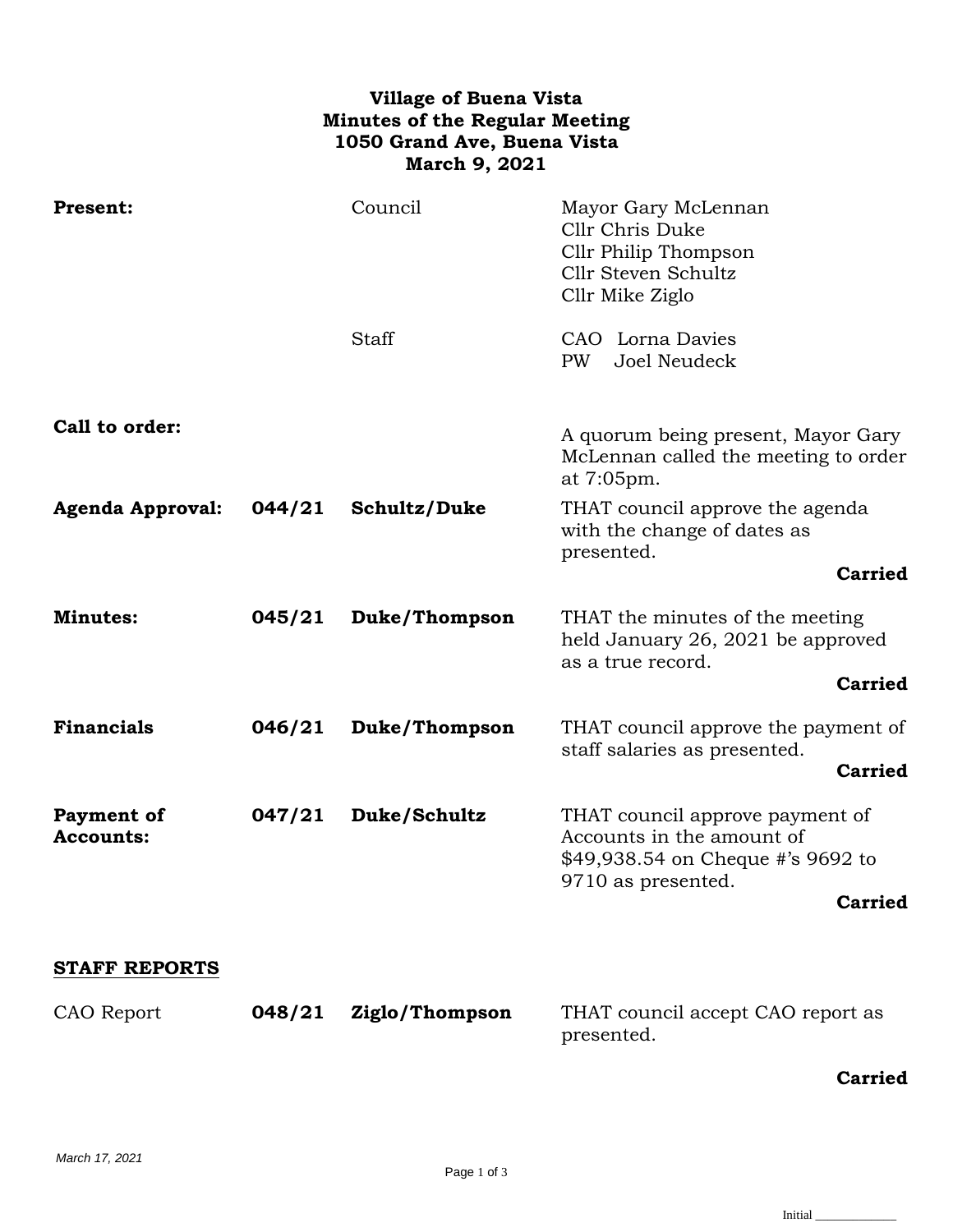**Village of Buena Vista**
**Minutes of the Regular Meeting**
**1050 Grand Ave, Buena Vista**
**March 9, 2021**

| | | | |
|---|---|---|---|
| **Present:** | | Council | Mayor Gary McLennan<br>Cllr Chris Duke<br>Cllr Philip Thompson<br>Cllr Steven Schultz<br>Cllr Mike Ziglo |
| | | Staff | CAO Lorna Davies<br>PW Joel Neudeck |
| **Call to order:** | | | A quorum being present, Mayor Gary McLennan called the meeting to order at 7:05pm. |
| **Agenda Approval:** | **044/21** | **Schultz/Duke** | THAT council approve the agenda with the change of dates as presented.<br>**Carried** |
| **Minutes:** | **045/21** | **Duke/Thompson** | THAT the minutes of the meeting held January 26, 2021 be approved as a true record.<br>**Carried** |
| **Financials** | **046/21** | **Duke/Thompson** | THAT council approve the payment of staff salaries as presented.<br>**Carried** |
| **Payment of Accounts:** | **047/21** | **Duke/Schultz** | THAT council approve payment of Accounts in the amount of $49,938.54 on Cheque #'s 9692 to 9710 as presented.<br>**Carried** |

**STAFF REPORTS**

| | | | |
|---|---|---|---|
| CAO Report | **048/21** | **Ziglo/Thompson** | THAT council accept CAO report as presented.<br>**Carried** |

*March 17, 2021*

Initial ____________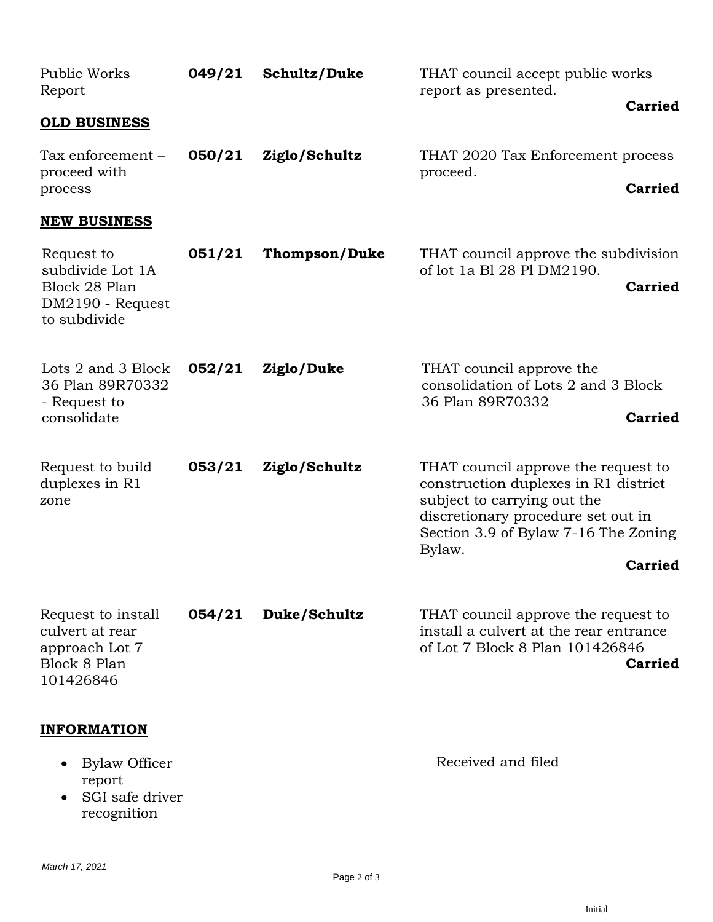| | | | |
|---|---|---|---|
| Public Works Report | **049/21** | **Schultz/Duke** | THAT council accept public works report as presented. **Carried** |

**OLD BUSINESS**

| | | | |
|---|---|---|---|
| Tax enforcement – proceed with process | **050/21** | **Ziglo/Schultz** | THAT 2020 Tax Enforcement process proceed. **Carried** |

**NEW BUSINESS**

| | | | |
|---|---|---|---|
| Request to subdivide Lot 1A Block 28 Plan DM2190 - Request to subdivide | **051/21** | **Thompson/Duke** | THAT council approve the subdivision of lot 1a Bl 28 Pl DM2190. **Carried** |
| Lots 2 and 3 Block 36 Plan 89R70332 - Request to consolidate | **052/21** | **Ziglo/Duke** | THAT council approve the consolidation of Lots 2 and 3 Block 36 Plan 89R70332 **Carried** |
| Request to build duplexes in R1 zone | **053/21** | **Ziglo/Schultz** | THAT council approve the request to construction duplexes in R1 district subject to carrying out the discretionary procedure set out in Section 3.9 of Bylaw 7-16 The Zoning Bylaw. **Carried** |
| Request to install culvert at rear approach Lot 7 Block 8 Plan 101426846 | **054/21** | **Duke/Schultz** | THAT council approve the request to install a culvert at the rear entrance of Lot 7 Block 8 Plan 101426846 **Carried** |

**INFORMATION**

- Bylaw Officer report
- SGI safe driver recognition

Received and filed

*March 17, 2021*

Initial ____________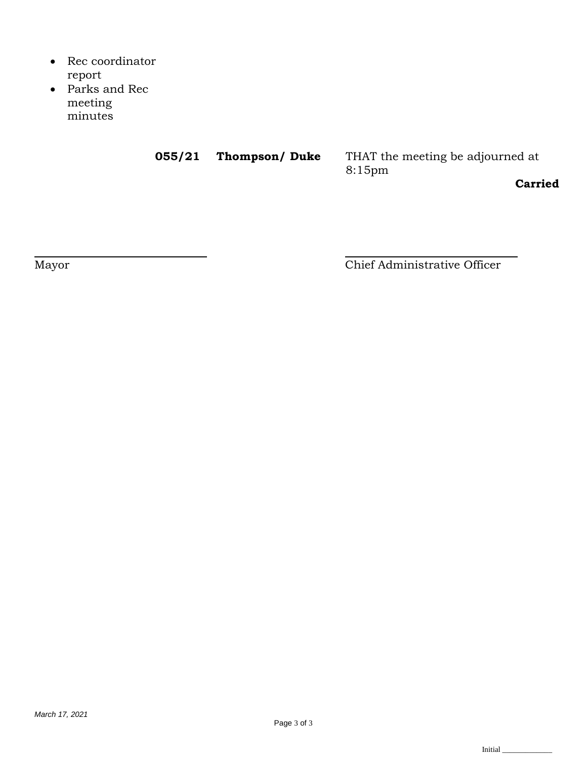- Rec coordinator report
- Parks and Rec meeting minutes

**055/21** **Thompson/ Duke** THAT the meeting be adjourned at 8:15pm

**Carried**

Mayor

Chief Administrative Officer

*March 17, 2021*

Initial _____________